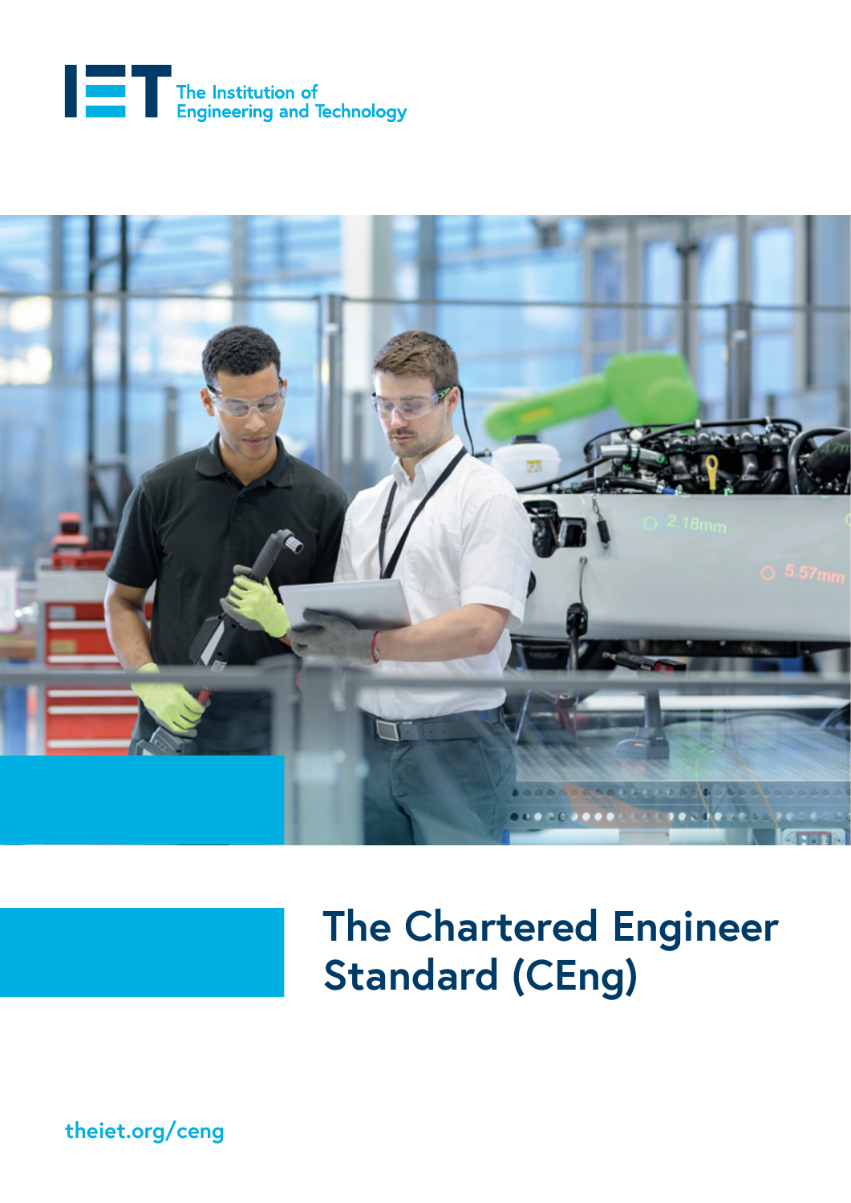The Institution of Engineering and Technology

# The Chartered Engineer Standard (CEng)

theiet.org/ceng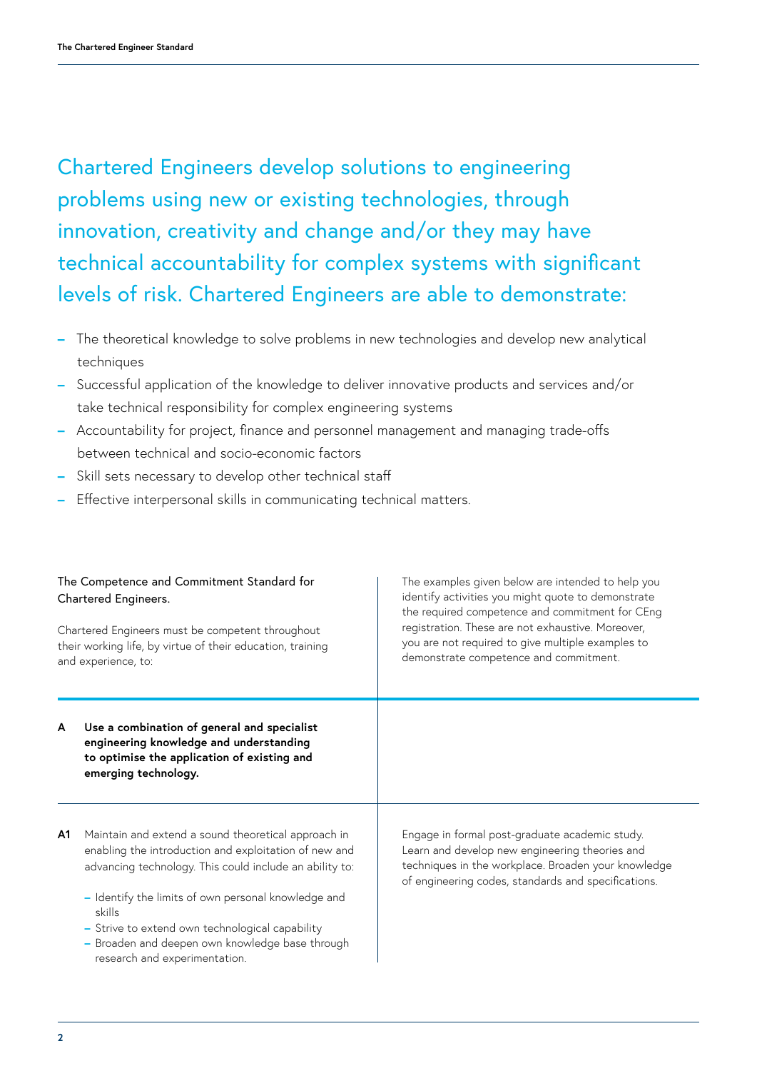## Chartered Engineers develop solutions to engineering problems using new or existing technologies, through innovation, creativity and change and/or they may have technical accountability for complex systems with significant levels of risk. Chartered Engineers are able to demonstrate:

- The theoretical knowledge to solve problems in new technologies and develop new analytical techniques
- Successful application of the knowledge to deliver innovative products and services and/or take technical responsibility for complex engineering systems
- Accountability for project, finance and personnel management and managing trade-offs between technical and socio-economic factors
- Skill sets necessary to develop other technical staff
- Effective interpersonal skills in communicating technical matters.

| The Competence and Commitment Standard for Chartered Engineers.<br><br>Chartered Engineers must be competent throughout their working life, by virtue of their education, training and experience, to: | The examples given below are intended to help you identify activities you might quote to demonstrate the required competence and commitment for CEng registration. These are not exhaustive. Moreover, you are not required to give multiple examples to demonstrate competence and commitment. |
|---|---|
| **A Use a combination of general and specialist engineering knowledge and understanding to optimise the application of existing and emerging technology.** | |
| **A1** Maintain and extend a sound theoretical approach in enabling the introduction and exploitation of new and advancing technology. This could include an ability to:<br>– Identify the limits of own personal knowledge and skills<br>– Strive to extend own technological capability<br>– Broaden and deepen own knowledge base through research and experimentation. | Engage in formal post-graduate academic study. Learn and develop new engineering theories and techniques in the workplace. Broaden your knowledge of engineering codes, standards and specifications. |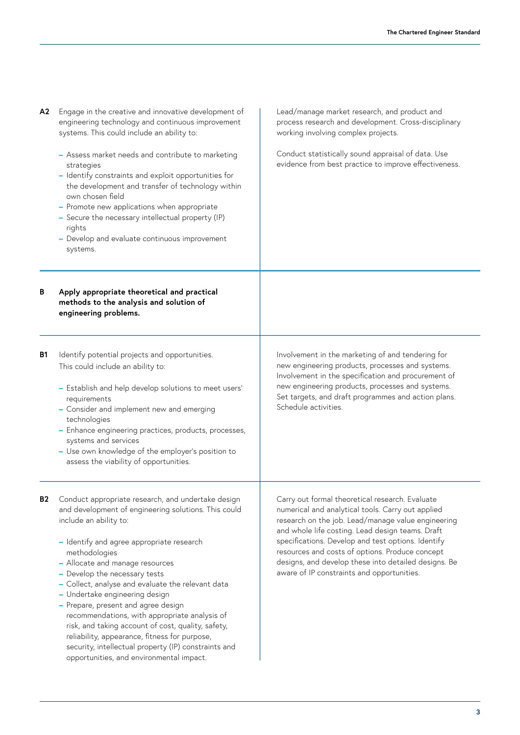| | |
|---|---|
| **A2** Engage in the creative and innovative development of engineering technology and continuous improvement systems. This could include an ability to:<br>– Assess market needs and contribute to marketing strategies<br>– Identify constraints and exploit opportunities for the development and transfer of technology within own chosen field<br>– Promote new applications when appropriate<br>– Secure the necessary intellectual property (IP) rights<br>– Develop and evaluate continuous improvement systems. | Lead/manage market research, and product and process research and development. Cross-disciplinary working involving complex projects.<br><br>Conduct statistically sound appraisal of data. Use evidence from best practice to improve effectiveness. |
| **B Apply appropriate theoretical and practical methods to the analysis and solution of engineering problems.** | |
| **B1** Identify potential projects and opportunities. This could include an ability to:<br>– Establish and help develop solutions to meet users' requirements<br>– Consider and implement new and emerging technologies<br>– Enhance engineering practices, products, processes, systems and services<br>– Use own knowledge of the employer's position to assess the viability of opportunities. | Involvement in the marketing of and tendering for new engineering products, processes and systems. Involvement in the specification and procurement of new engineering products, processes and systems. Set targets, and draft programmes and action plans. Schedule activities. |
| **B2** Conduct appropriate research, and undertake design and development of engineering solutions. This could include an ability to:<br>– Identify and agree appropriate research methodologies<br>– Allocate and manage resources<br>– Develop the necessary tests<br>– Collect, analyse and evaluate the relevant data<br>– Undertake engineering design<br>– Prepare, present and agree design recommendations, with appropriate analysis of risk, and taking account of cost, quality, safety, reliability, appearance, fitness for purpose, security, intellectual property (IP) constraints and opportunities, and environmental impact. | Carry out formal theoretical research. Evaluate numerical and analytical tools. Carry out applied research on the job. Lead/manage value engineering and whole life costing. Lead design teams. Draft specifications. Develop and test options. Identify resources and costs of options. Produce concept designs, and develop these into detailed designs. Be aware of IP constraints and opportunities. |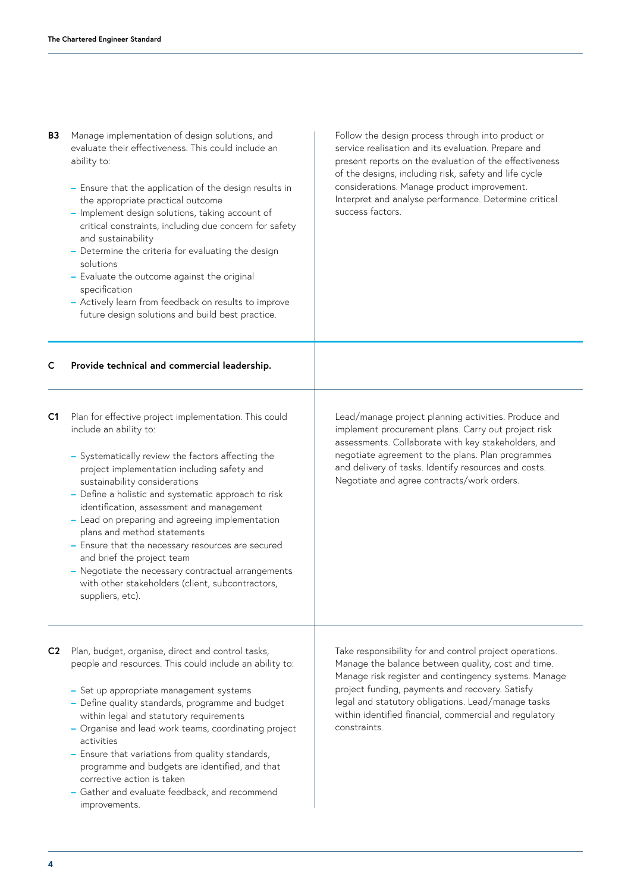| | |
|---|---|
| **B3** Manage implementation of design solutions, and evaluate their effectiveness. This could include an ability to:<br><br>– Ensure that the application of the design results in the appropriate practical outcome<br>– Implement design solutions, taking account of critical constraints, including due concern for safety and sustainability<br>– Determine the criteria for evaluating the design solutions<br>– Evaluate the outcome against the original specification<br>– Actively learn from feedback on results to improve future design solutions and build best practice. | Follow the design process through into product or service realisation and its evaluation. Prepare and present reports on the evaluation of the effectiveness of the designs, including risk, safety and life cycle considerations. Manage product improvement. Interpret and analyse performance. Determine critical success factors. |
| **C Provide technical and commercial leadership.** | |
| **C1** Plan for effective project implementation. This could include an ability to:<br><br>– Systematically review the factors affecting the project implementation including safety and sustainability considerations<br>– Define a holistic and systematic approach to risk identification, assessment and management<br>– Lead on preparing and agreeing implementation plans and method statements<br>– Ensure that the necessary resources are secured and brief the project team<br>– Negotiate the necessary contractual arrangements with other stakeholders (client, subcontractors, suppliers, etc). | Lead/manage project planning activities. Produce and implement procurement plans. Carry out project risk assessments. Collaborate with key stakeholders, and negotiate agreement to the plans. Plan programmes and delivery of tasks. Identify resources and costs. Negotiate and agree contracts/work orders. |
| **C2** Plan, budget, organise, direct and control tasks, people and resources. This could include an ability to:<br><br>– Set up appropriate management systems<br>– Define quality standards, programme and budget within legal and statutory requirements<br>– Organise and lead work teams, coordinating project activities<br>– Ensure that variations from quality standards, programme and budgets are identified, and that corrective action is taken<br>– Gather and evaluate feedback, and recommend improvements. | Take responsibility for and control project operations. Manage the balance between quality, cost and time. Manage risk register and contingency systems. Manage project funding, payments and recovery. Satisfy legal and statutory obligations. Lead/manage tasks within identified financial, commercial and regulatory constraints. |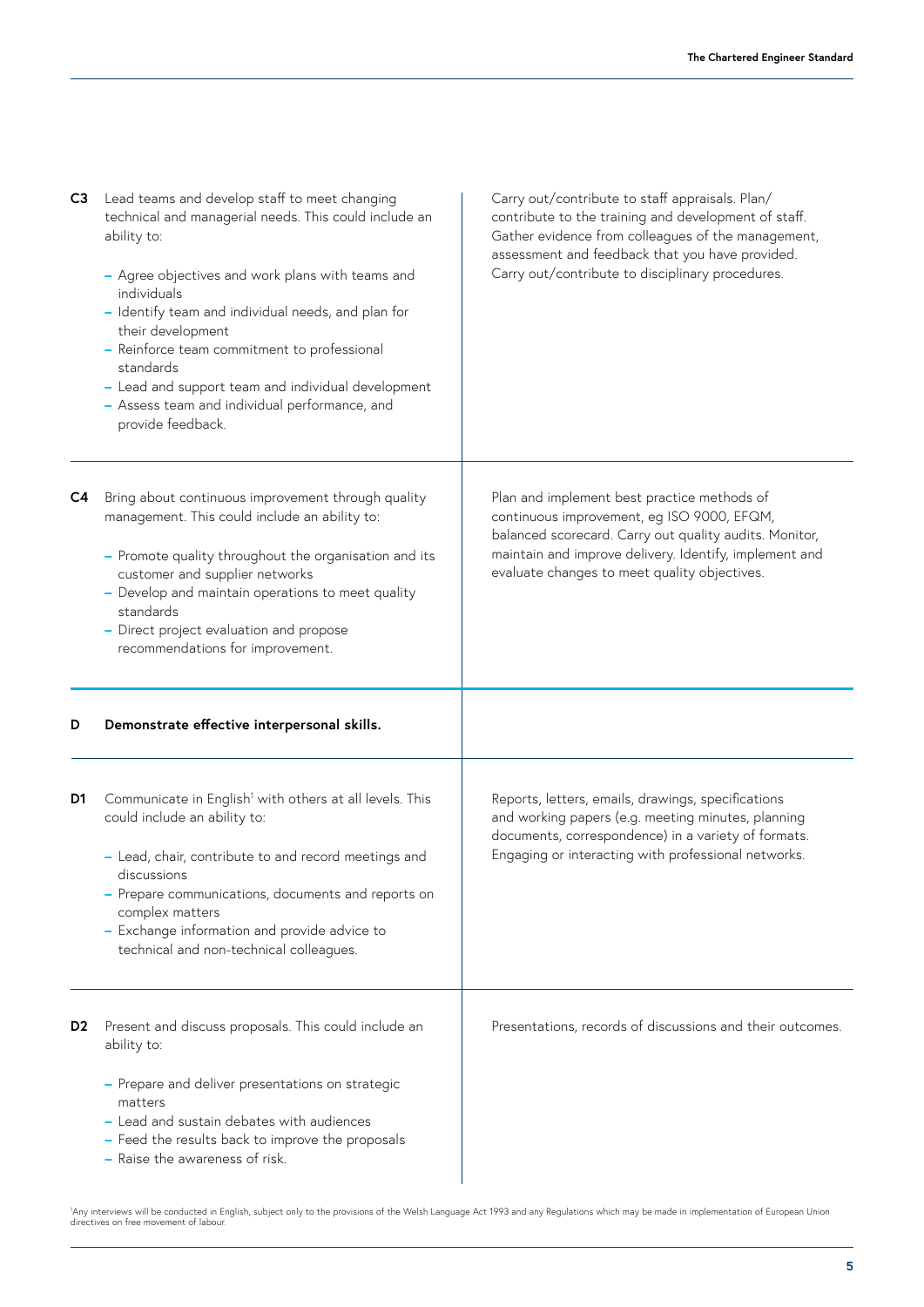| | |
|---|---|
| **C3** Lead teams and develop staff to meet changing technical and managerial needs. This could include an ability to:<br>– Agree objectives and work plans with teams and individuals<br>– Identify team and individual needs, and plan for their development<br>– Reinforce team commitment to professional standards<br>– Lead and support team and individual development<br>– Assess team and individual performance, and provide feedback. | Carry out/contribute to staff appraisals. Plan/contribute to the training and development of staff. Gather evidence from colleagues of the management, assessment and feedback that you have provided. Carry out/contribute to disciplinary procedures. |
| **C4** Bring about continuous improvement through quality management. This could include an ability to:<br>– Promote quality throughout the organisation and its customer and supplier networks<br>– Develop and maintain operations to meet quality standards<br>– Direct project evaluation and propose recommendations for improvement. | Plan and implement best practice methods of continuous improvement, eg ISO 9000, EFQM, balanced scorecard. Carry out quality audits. Monitor, maintain and improve delivery. Identify, implement and evaluate changes to meet quality objectives. |
| **D** **Demonstrate effective interpersonal skills.** | |
| **D1** Communicate in English[1] with others at all levels. This could include an ability to:<br>– Lead, chair, contribute to and record meetings and discussions<br>– Prepare communications, documents and reports on complex matters<br>– Exchange information and provide advice to technical and non-technical colleagues. | Reports, letters, emails, drawings, specifications and working papers (e.g. meeting minutes, planning documents, correspondence) in a variety of formats. Engaging or interacting with professional networks. |
| **D2** Present and discuss proposals. This could include an ability to:<br>– Prepare and deliver presentations on strategic matters<br>– Lead and sustain debates with audiences<br>– Feed the results back to improve the proposals<br>– Raise the awareness of risk. | Presentations, records of discussions and their outcomes. |

[1]Any interviews will be conducted in English, subject only to the provisions of the Welsh Language Act 1993 and any Regulations which may be made in implementation of European Union directives on free movement of labour.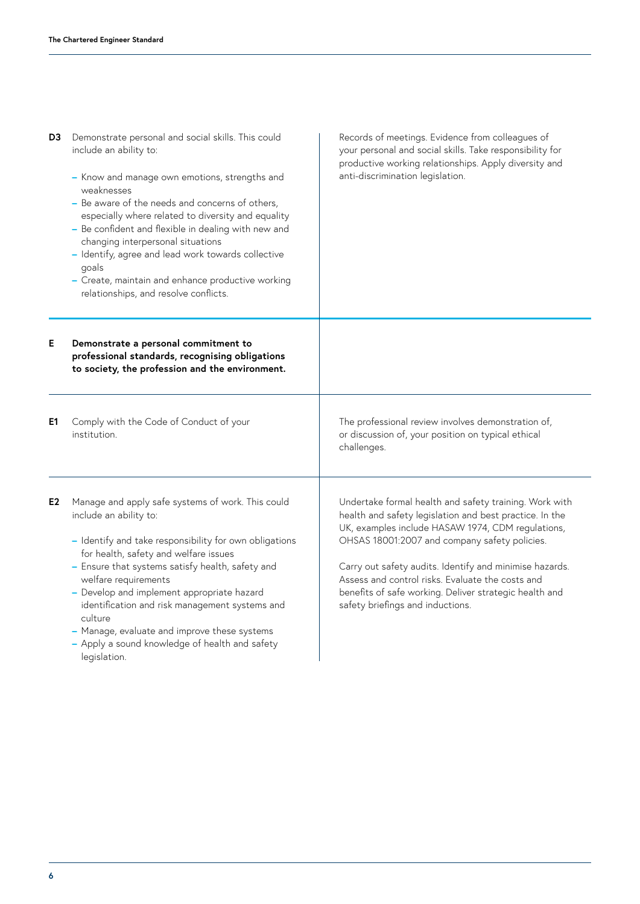| | | |
|---|---|---|
| **D3** | Demonstrate personal and social skills. This could include an ability to:<br><br>– Know and manage own emotions, strengths and weaknesses<br>– Be aware of the needs and concerns of others, especially where related to diversity and equality<br>– Be confident and flexible in dealing with new and changing interpersonal situations<br>– Identify, agree and lead work towards collective goals<br>– Create, maintain and enhance productive working relationships, and resolve conflicts. | Records of meetings. Evidence from colleagues of your personal and social skills. Take responsibility for productive working relationships. Apply diversity and anti-discrimination legislation. |
| **E** | **Demonstrate a personal commitment to professional standards, recognising obligations to society, the profession and the environment.** | |
| **E1** | Comply with the Code of Conduct of your institution. | The professional review involves demonstration of, or discussion of, your position on typical ethical challenges. |
| **E2** | Manage and apply safe systems of work. This could include an ability to:<br><br>– Identify and take responsibility for own obligations for health, safety and welfare issues<br>– Ensure that systems satisfy health, safety and welfare requirements<br>– Develop and implement appropriate hazard identification and risk management systems and culture<br>– Manage, evaluate and improve these systems<br>– Apply a sound knowledge of health and safety legislation. | Undertake formal health and safety training. Work with health and safety legislation and best practice. In the UK, examples include HASAW 1974, CDM regulations, OHSAS 18001:2007 and company safety policies.<br><br>Carry out safety audits. Identify and minimise hazards. Assess and control risks. Evaluate the costs and benefits of safe working. Deliver strategic health and safety briefings and inductions. |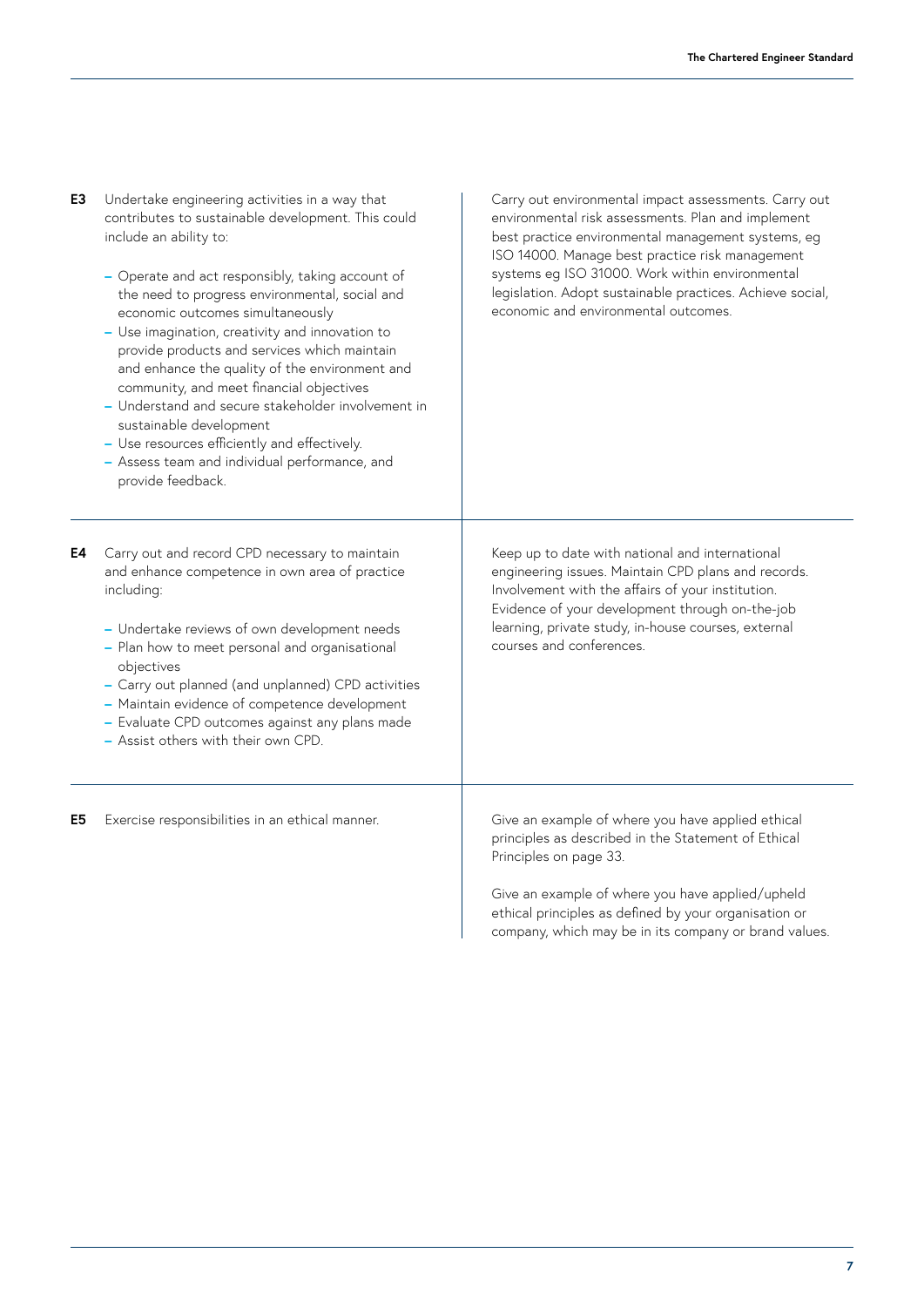| | | |
|---|---|---|
| **E3** | Undertake engineering activities in a way that contributes to sustainable development. This could include an ability to:<br><br>– Operate and act responsibly, taking account of the need to progress environmental, social and economic outcomes simultaneously<br>– Use imagination, creativity and innovation to provide products and services which maintain and enhance the quality of the environment and community, and meet financial objectives<br>– Understand and secure stakeholder involvement in sustainable development<br>– Use resources efficiently and effectively.<br>– Assess team and individual performance, and provide feedback. | Carry out environmental impact assessments. Carry out environmental risk assessments. Plan and implement best practice environmental management systems, eg ISO 14000. Manage best practice risk management systems eg ISO 31000. Work within environmental legislation. Adopt sustainable practices. Achieve social, economic and environmental outcomes. |
| **E4** | Carry out and record CPD necessary to maintain and enhance competence in own area of practice including:<br><br>– Undertake reviews of own development needs<br>– Plan how to meet personal and organisational objectives<br>– Carry out planned (and unplanned) CPD activities<br>– Maintain evidence of competence development<br>– Evaluate CPD outcomes against any plans made<br>– Assist others with their own CPD. | Keep up to date with national and international engineering issues. Maintain CPD plans and records. Involvement with the affairs of your institution. Evidence of your development through on-the-job learning, private study, in-house courses, external courses and conferences. |
| **E5** | Exercise responsibilities in an ethical manner. | Give an example of where you have applied ethical principles as described in the Statement of Ethical Principles on page 33.<br><br>Give an example of where you have applied/upheld ethical principles as defined by your organisation or company, which may be in its company or brand values. |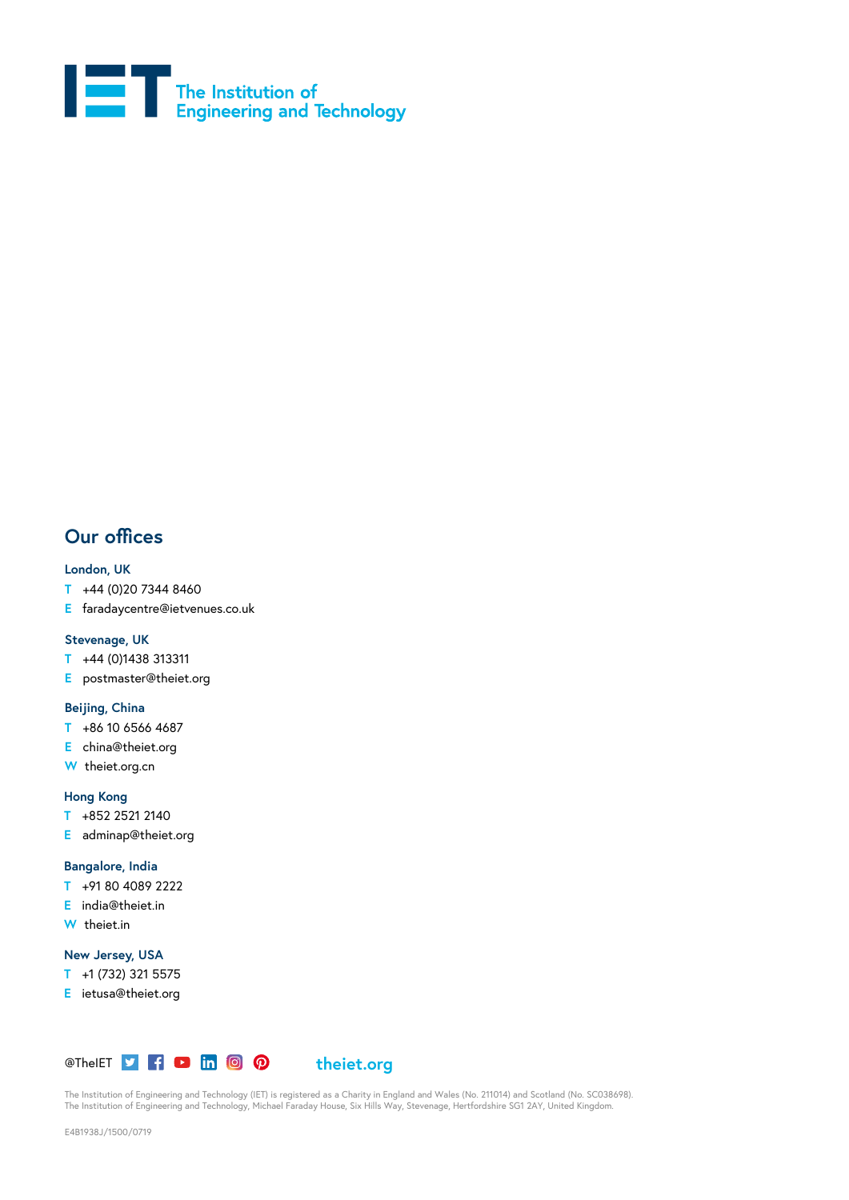The Institution of Engineering and Technology

## Our offices

**London, UK**
T +44 (0)20 7344 8460
E faradaycentre@ietvenues.co.uk

**Stevenage, UK**
T +44 (0)1438 313311
E postmaster@theiet.org

**Beijing, China**
T +86 10 6566 4687
E china@theiet.org
W theiet.org.cn

**Hong Kong**
T +852 2521 2140
E adminap@theiet.org

**Bangalore, India**
T +91 80 4089 2222
E india@theiet.in
W theiet.in

**New Jersey, USA**
T +1 (732) 321 5575
E ietusa@theiet.org

@TheIET

**theiet.org**

The Institution of Engineering and Technology (IET) is registered as a Charity in England and Wales (No. 211014) and Scotland (No. SC038698).
The Institution of Engineering and Technology, Michael Faraday House, Six Hills Way, Stevenage, Hertfordshire SG1 2AY, United Kingdom.

E4B1938J/1500/0719